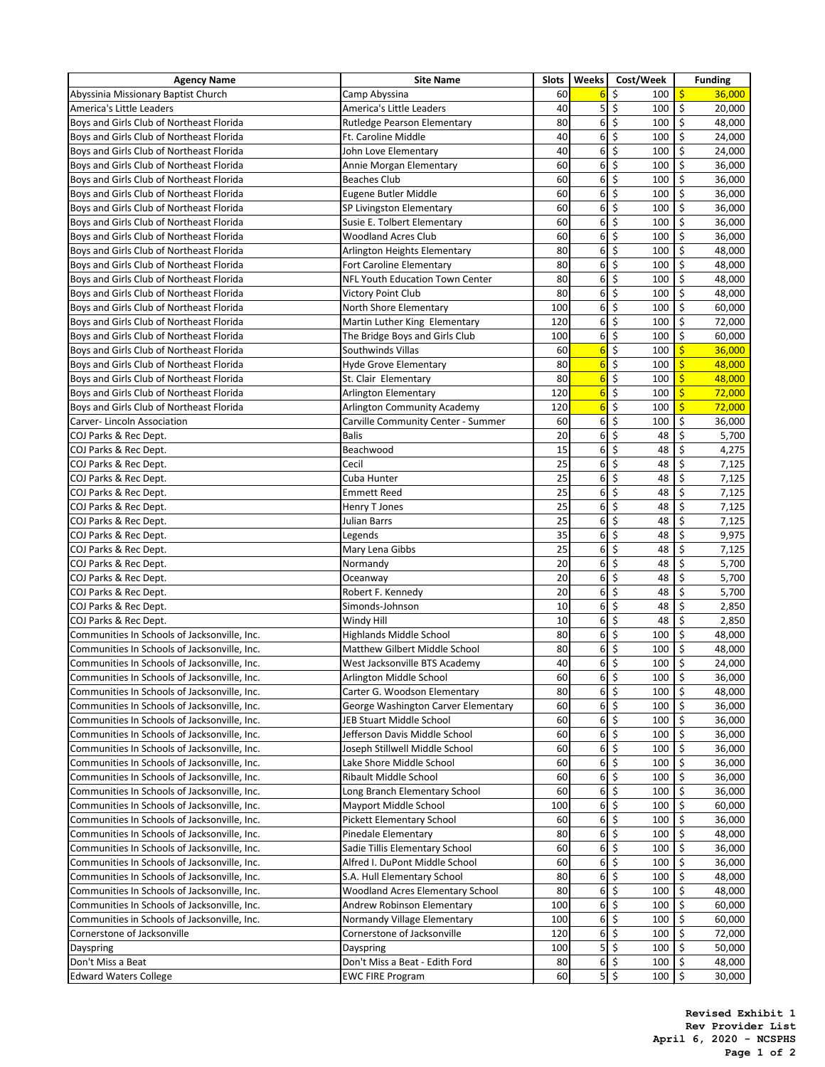| Agency Name | Site Name | Slots | Weeks | Cost/Week | Funding |
|---|---|---|---|---|---|
| Abyssinia Missionary Baptist Church | Camp Abyssina | 60 | 6 | $ 100 | $ 36,000 |
| America's Little Leaders | America's Little Leaders | 40 | 5 | $ 100 | $ 20,000 |
| Boys and Girls Club of Northeast Florida | Rutledge Pearson Elementary | 80 | 6 | $ 100 | $ 48,000 |
| Boys and Girls Club of Northeast Florida | Ft. Caroline Middle | 40 | 6 | $ 100 | $ 24,000 |
| Boys and Girls Club of Northeast Florida | John Love Elementary | 40 | 6 | $ 100 | $ 24,000 |
| Boys and Girls Club of Northeast Florida | Annie Morgan Elementary | 60 | 6 | $ 100 | $ 36,000 |
| Boys and Girls Club of Northeast Florida | Beaches Club | 60 | 6 | $ 100 | $ 36,000 |
| Boys and Girls Club of Northeast Florida | Eugene Butler Middle | 60 | 6 | $ 100 | $ 36,000 |
| Boys and Girls Club of Northeast Florida | SP Livingston Elementary | 60 | 6 | $ 100 | $ 36,000 |
| Boys and Girls Club of Northeast Florida | Susie E. Tolbert Elementary | 60 | 6 | $ 100 | $ 36,000 |
| Boys and Girls Club of Northeast Florida | Woodland Acres Club | 60 | 6 | $ 100 | $ 36,000 |
| Boys and Girls Club of Northeast Florida | Arlington Heights Elementary | 80 | 6 | $ 100 | $ 48,000 |
| Boys and Girls Club of Northeast Florida | Fort Caroline Elementary | 80 | 6 | $ 100 | $ 48,000 |
| Boys and Girls Club of Northeast Florida | NFL Youth Education Town Center | 80 | 6 | $ 100 | $ 48,000 |
| Boys and Girls Club of Northeast Florida | Victory Point Club | 80 | 6 | $ 100 | $ 48,000 |
| Boys and Girls Club of Northeast Florida | North Shore Elementary | 100 | 6 | $ 100 | $ 60,000 |
| Boys and Girls Club of Northeast Florida | Martin Luther King Elementary | 120 | 6 | $ 100 | $ 72,000 |
| Boys and Girls Club of Northeast Florida | The Bridge Boys and Girls Club | 100 | 6 | $ 100 | $ 60,000 |
| Boys and Girls Club of Northeast Florida | Southwinds Villas | 60 | 6 | $ 100 | $ 36,000 |
| Boys and Girls Club of Northeast Florida | Hyde Grove Elementary | 80 | 6 | $ 100 | $ 48,000 |
| Boys and Girls Club of Northeast Florida | St. Clair Elementary | 80 | 6 | $ 100 | $ 48,000 |
| Boys and Girls Club of Northeast Florida | Arlington Elementary | 120 | 6 | $ 100 | $ 72,000 |
| Boys and Girls Club of Northeast Florida | Arlington Community Academy | 120 | 6 | $ 100 | $ 72,000 |
| Carver- Lincoln Association | Carville Community Center - Summer | 60 | 6 | $ 100 | $ 36,000 |
| COJ Parks & Rec Dept. | Balis | 20 | 6 | $ 48 | $ 5,700 |
| COJ Parks & Rec Dept. | Beachwood | 15 | 6 | $ 48 | $ 4,275 |
| COJ Parks & Rec Dept. | Cecil | 25 | 6 | $ 48 | $ 7,125 |
| COJ Parks & Rec Dept. | Cuba Hunter | 25 | 6 | $ 48 | $ 7,125 |
| COJ Parks & Rec Dept. | Emmett Reed | 25 | 6 | $ 48 | $ 7,125 |
| COJ Parks & Rec Dept. | Henry T Jones | 25 | 6 | $ 48 | $ 7,125 |
| COJ Parks & Rec Dept. | Julian Barrs | 25 | 6 | $ 48 | $ 7,125 |
| COJ Parks & Rec Dept. | Legends | 35 | 6 | $ 48 | $ 9,975 |
| COJ Parks & Rec Dept. | Mary Lena Gibbs | 25 | 6 | $ 48 | $ 7,125 |
| COJ Parks & Rec Dept. | Normandy | 20 | 6 | $ 48 | $ 5,700 |
| COJ Parks & Rec Dept. | Oceanway | 20 | 6 | $ 48 | $ 5,700 |
| COJ Parks & Rec Dept. | Robert F. Kennedy | 20 | 6 | $ 48 | $ 5,700 |
| COJ Parks & Rec Dept. | Simonds-Johnson | 10 | 6 | $ 48 | $ 2,850 |
| COJ Parks & Rec Dept. | Windy Hill | 10 | 6 | $ 48 | $ 2,850 |
| Communities In Schools of Jacksonville, Inc. | Highlands Middle School | 80 | 6 | $ 100 | $ 48,000 |
| Communities In Schools of Jacksonville, Inc. | Matthew Gilbert Middle School | 80 | 6 | $ 100 | $ 48,000 |
| Communities In Schools of Jacksonville, Inc. | West Jacksonville BTS Academy | 40 | 6 | $ 100 | $ 24,000 |
| Communities In Schools of Jacksonville, Inc. | Arlington Middle School | 60 | 6 | $ 100 | $ 36,000 |
| Communities In Schools of Jacksonville, Inc. | Carter G. Woodson Elementary | 80 | 6 | $ 100 | $ 48,000 |
| Communities In Schools of Jacksonville, Inc. | George Washington Carver Elementary | 60 | 6 | $ 100 | $ 36,000 |
| Communities In Schools of Jacksonville, Inc. | JEB Stuart Middle School | 60 | 6 | $ 100 | $ 36,000 |
| Communities In Schools of Jacksonville, Inc. | Jefferson Davis Middle School | 60 | 6 | $ 100 | $ 36,000 |
| Communities In Schools of Jacksonville, Inc. | Joseph Stillwell Middle School | 60 | 6 | $ 100 | $ 36,000 |
| Communities In Schools of Jacksonville, Inc. | Lake Shore Middle School | 60 | 6 | $ 100 | $ 36,000 |
| Communities In Schools of Jacksonville, Inc. | Ribault Middle School | 60 | 6 | $ 100 | $ 36,000 |
| Communities In Schools of Jacksonville, Inc. | Long Branch Elementary School | 60 | 6 | $ 100 | $ 36,000 |
| Communities In Schools of Jacksonville, Inc. | Mayport Middle School | 100 | 6 | $ 100 | $ 60,000 |
| Communities In Schools of Jacksonville, Inc. | Pickett Elementary School | 60 | 6 | $ 100 | $ 36,000 |
| Communities In Schools of Jacksonville, Inc. | Pinedale Elementary | 80 | 6 | $ 100 | $ 48,000 |
| Communities In Schools of Jacksonville, Inc. | Sadie Tillis Elementary School | 60 | 6 | $ 100 | $ 36,000 |
| Communities In Schools of Jacksonville, Inc. | Alfred I. DuPont Middle School | 60 | 6 | $ 100 | $ 36,000 |
| Communities In Schools of Jacksonville, Inc. | S.A. Hull Elementary School | 80 | 6 | $ 100 | $ 48,000 |
| Communities In Schools of Jacksonville, Inc. | Woodland Acres Elementary School | 80 | 6 | $ 100 | $ 48,000 |
| Communities In Schools of Jacksonville, Inc. | Andrew Robinson Elementary | 100 | 6 | $ 100 | $ 60,000 |
| Communities In Schools of Jacksonville, Inc. | Normandy Village Elementary | 100 | 6 | $ 100 | $ 60,000 |
| Cornerstone of Jacksonville | Cornerstone of Jacksonville | 120 | 6 | $ 100 | $ 72,000 |
| Dayspring | Dayspring | 100 | 5 | $ 100 | $ 50,000 |
| Don't Miss a Beat | Don't Miss a Beat - Edith Ford | 80 | 6 | $ 100 | $ 48,000 |
| Edward Waters College | EWC FIRE Program | 60 | 5 | $ 100 | $ 30,000 |

**Revised Exhibit 1**
**Rev Provider List**
**April 6, 2020 - NCSPHS**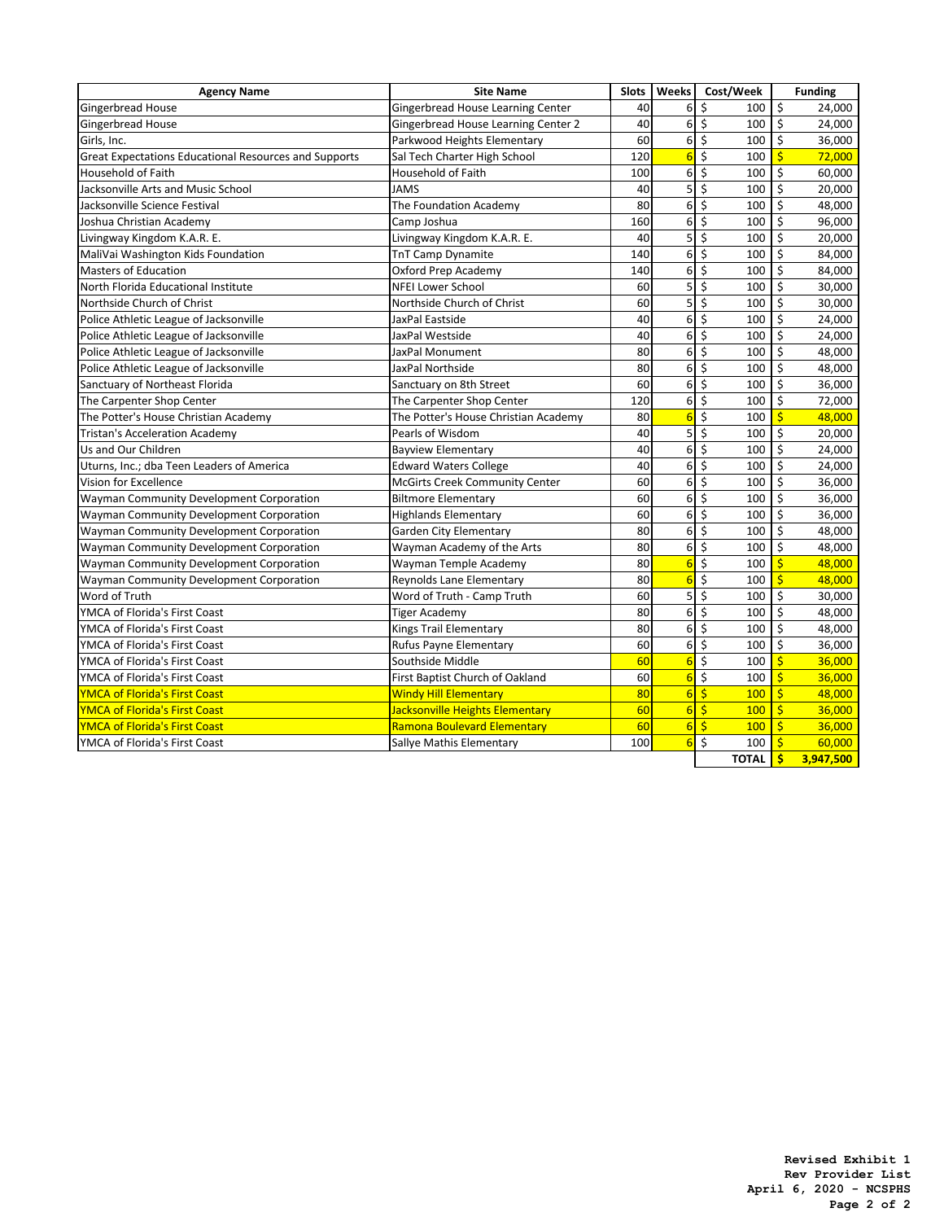| Agency Name | Site Name | Slots | Weeks | Cost/Week | Funding |
|---|---|---|---|---|---|
| Gingerbread House | Gingerbread House Learning Center | 40 | 6 | $ 100 | $ 24,000 |
| Gingerbread House | Gingerbread House Learning Center 2 | 40 | 6 | $ 100 | $ 24,000 |
| Girls, Inc. | Parkwood Heights Elementary | 60 | 6 | $ 100 | $ 36,000 |
| Great Expectations Educational Resources and Supports | Sal Tech Charter High School | 120 | 6 | $ 100 | $ 72,000 |
| Household of Faith | Household of Faith | 100 | 6 | $ 100 | $ 60,000 |
| Jacksonville Arts and Music School | JAMS | 40 | 5 | $ 100 | $ 20,000 |
| Jacksonville Science Festival | The Foundation Academy | 80 | 6 | $ 100 | $ 48,000 |
| Joshua Christian Academy | Camp Joshua | 160 | 6 | $ 100 | $ 96,000 |
| Livingway Kingdom K.A.R. E. | Livingway Kingdom K.A.R. E. | 40 | 5 | $ 100 | $ 20,000 |
| MaliVai Washington Kids Foundation | TnT Camp Dynamite | 140 | 6 | $ 100 | $ 84,000 |
| Masters of Education | Oxford Prep Academy | 140 | 6 | $ 100 | $ 84,000 |
| North Florida Educational Institute | NFEI Lower School | 60 | 5 | $ 100 | $ 30,000 |
| Northside Church of Christ | Northside Church of Christ | 60 | 5 | $ 100 | $ 30,000 |
| Police Athletic League of Jacksonville | JaxPal Eastside | 40 | 6 | $ 100 | $ 24,000 |
| Police Athletic League of Jacksonville | JaxPal Westside | 40 | 6 | $ 100 | $ 24,000 |
| Police Athletic League of Jacksonville | JaxPal Monument | 80 | 6 | $ 100 | $ 48,000 |
| Police Athletic League of Jacksonville | JaxPal Northside | 80 | 6 | $ 100 | $ 48,000 |
| Sanctuary of Northeast Florida | Sanctuary on 8th Street | 60 | 6 | $ 100 | $ 36,000 |
| The Carpenter Shop Center | The Carpenter Shop Center | 120 | 6 | $ 100 | $ 72,000 |
| The Potter's House Christian Academy | The Potter's House Christian Academy | 80 | 6 | $ 100 | $ 48,000 |
| Tristan's Acceleration Academy | Pearls of Wisdom | 40 | 5 | $ 100 | $ 20,000 |
| Us and Our Children | Bayview Elementary | 40 | 6 | $ 100 | $ 24,000 |
| Uturns, Inc.; dba Teen Leaders of America | Edward Waters College | 40 | 6 | $ 100 | $ 24,000 |
| Vision for Excellence | McGirts Creek Community Center | 60 | 6 | $ 100 | $ 36,000 |
| Wayman Community Development Corporation | Biltmore Elementary | 60 | 6 | $ 100 | $ 36,000 |
| Wayman Community Development Corporation | Highlands Elementary | 60 | 6 | $ 100 | $ 36,000 |
| Wayman Community Development Corporation | Garden City Elementary | 80 | 6 | $ 100 | $ 48,000 |
| Wayman Community Development Corporation | Wayman Academy of the Arts | 80 | 6 | $ 100 | $ 48,000 |
| Wayman Community Development Corporation | Wayman Temple Academy | 80 | 6 | $ 100 | $ 48,000 |
| Wayman Community Development Corporation | Reynolds Lane Elementary | 80 | 6 | $ 100 | $ 48,000 |
| Word of Truth | Word of Truth - Camp Truth | 60 | 5 | $ 100 | $ 30,000 |
| YMCA of Florida's First Coast | Tiger Academy | 80 | 6 | $ 100 | $ 48,000 |
| YMCA of Florida's First Coast | Kings Trail Elementary | 80 | 6 | $ 100 | $ 48,000 |
| YMCA of Florida's First Coast | Rufus Payne Elementary | 60 | 6 | $ 100 | $ 36,000 |
| YMCA of Florida's First Coast | Southside Middle | 60 | 6 | $ 100 | $ 36,000 |
| YMCA of Florida's First Coast | First Baptist Church of Oakland | 60 | 6 | $ 100 | $ 36,000 |
| YMCA of Florida's First Coast | Windy Hill Elementary | 80 | 6 | $ 100 | $ 48,000 |
| YMCA of Florida's First Coast | Jacksonville Heights Elementary | 60 | 6 | $ 100 | $ 36,000 |
| YMCA of Florida's First Coast | Ramona Boulevard Elementary | 60 | 6 | $ 100 | $ 36,000 |
| YMCA of Florida's First Coast | Sallye Mathis Elementary | 100 | 6 | $ 100 | $ 60,000 |
| | | | | **TOTAL** | **$ 3,947,500** |

**Revised Exhibit 1**
**Rev Provider List**
**April 6, 2020 - NCSPHS**